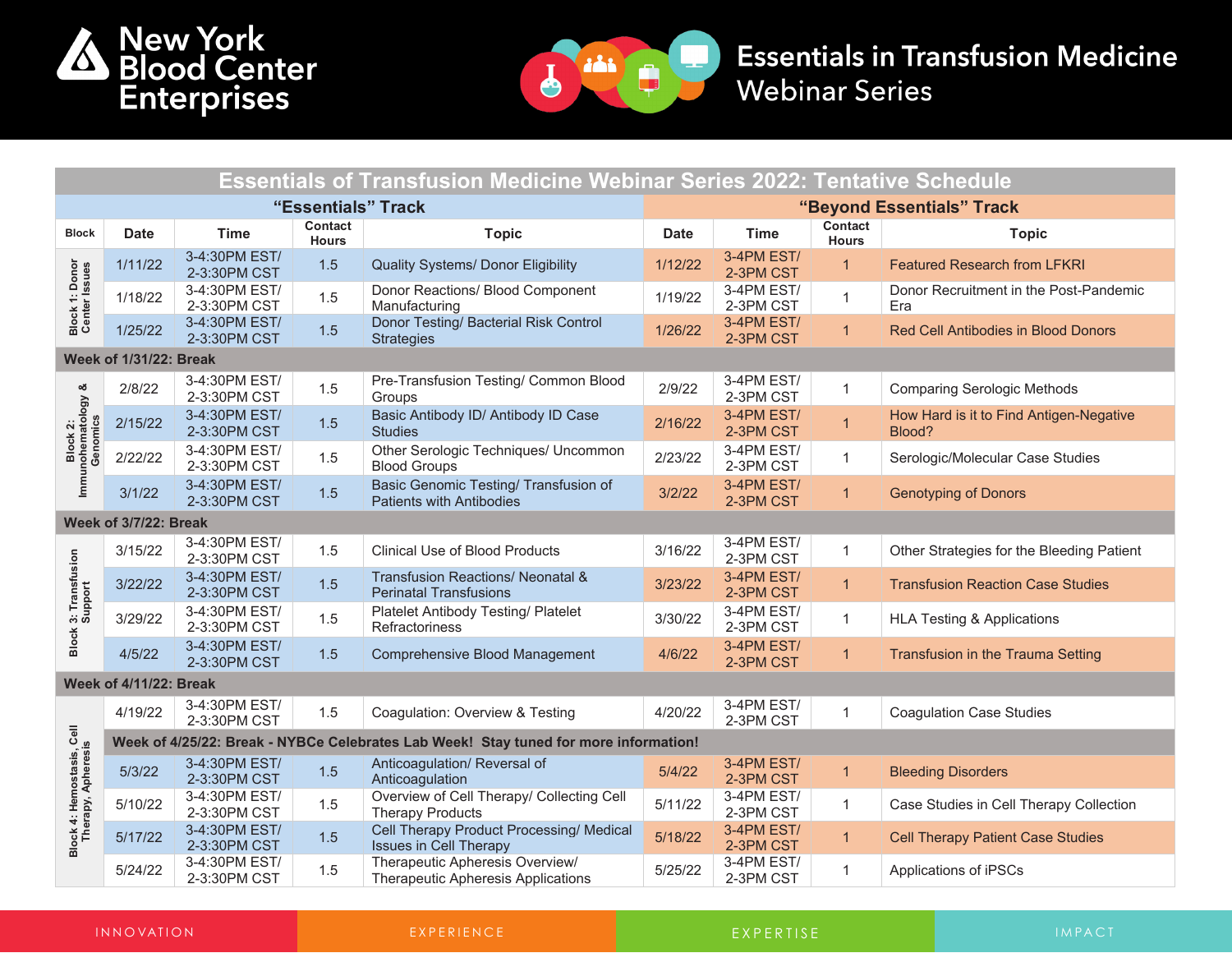# New York Blood Center Enterprises

# Essentials in Transfusion Medicine Webinar Series

## Essentials of Transfusion Medicine Webinar Series 2022: Tentative Schedule

| | "Essentials" Track | | | | "Beyond Essentials" Track | | | |
|---|---|---|---|---|---|---|---|---|
| **Block** | **Date** | **Time** | **Contact Hours** | **Topic** | **Date** | **Time** | **Contact Hours** | **Topic** |
| Block 1: Donor Center Issues | 1/11/22 | 3-4:30PM EST/ 2-3:30PM CST | 1.5 | Quality Systems/ Donor Eligibility | 1/12/22 | 3-4PM EST/ 2-3PM CST | 1 | Featured Research from LFKRI |
| | 1/18/22 | 3-4:30PM EST/ 2-3:30PM CST | 1.5 | Donor Reactions/ Blood Component Manufacturing | 1/19/22 | 3-4PM EST/ 2-3PM CST | 1 | Donor Recruitment in the Post-Pandemic Era |
| | 1/25/22 | 3-4:30PM EST/ 2-3:30PM CST | 1.5 | Donor Testing/ Bacterial Risk Control Strategies | 1/26/22 | 3-4PM EST/ 2-3PM CST | 1 | Red Cell Antibodies in Blood Donors |
| **Week of 1/31/22: Break** | | | | | | | | |
| Block 2: Immunohematology & Genomics | 2/8/22 | 3-4:30PM EST/ 2-3:30PM CST | 1.5 | Pre-Transfusion Testing/ Common Blood Groups | 2/9/22 | 3-4PM EST/ 2-3PM CST | 1 | Comparing Serologic Methods |
| | 2/15/22 | 3-4:30PM EST/ 2-3:30PM CST | 1.5 | Basic Antibody ID/ Antibody ID Case Studies | 2/16/22 | 3-4PM EST/ 2-3PM CST | 1 | How Hard is it to Find Antigen-Negative Blood? |
| | 2/22/22 | 3-4:30PM EST/ 2-3:30PM CST | 1.5 | Other Serologic Techniques/ Uncommon Blood Groups | 2/23/22 | 3-4PM EST/ 2-3PM CST | 1 | Serologic/Molecular Case Studies |
| | 3/1/22 | 3-4:30PM EST/ 2-3:30PM CST | 1.5 | Basic Genomic Testing/ Transfusion of Patients with Antibodies | 3/2/22 | 3-4PM EST/ 2-3PM CST | 1 | Genotyping of Donors |
| **Week of 3/7/22: Break** | | | | | | | | |
| Block 3: Transfusion Support | 3/15/22 | 3-4:30PM EST/ 2-3:30PM CST | 1.5 | Clinical Use of Blood Products | 3/16/22 | 3-4PM EST/ 2-3PM CST | 1 | Other Strategies for the Bleeding Patient |
| | 3/22/22 | 3-4:30PM EST/ 2-3:30PM CST | 1.5 | Transfusion Reactions/ Neonatal & Perinatal Transfusions | 3/23/22 | 3-4PM EST/ 2-3PM CST | 1 | Transfusion Reaction Case Studies |
| | 3/29/22 | 3-4:30PM EST/ 2-3:30PM CST | 1.5 | Platelet Antibody Testing/ Platelet Refractoriness | 3/30/22 | 3-4PM EST/ 2-3PM CST | 1 | HLA Testing & Applications |
| | 4/5/22 | 3-4:30PM EST/ 2-3:30PM CST | 1.5 | Comprehensive Blood Management | 4/6/22 | 3-4PM EST/ 2-3PM CST | 1 | Transfusion in the Trauma Setting |
| **Week of 4/11/22: Break** | | | | | | | | |
| Block 4: Hemostasis, Cell Therapy, Apheresis | 4/19/22 | 3-4:30PM EST/ 2-3:30PM CST | 1.5 | Coagulation: Overview & Testing | 4/20/22 | 3-4PM EST/ 2-3PM CST | 1 | Coagulation Case Studies |
| | **Week of 4/25/22: Break - NYBCe Celebrates Lab Week! Stay tuned for more information!** | | | | | | | |
| | 5/3/22 | 3-4:30PM EST/ 2-3:30PM CST | 1.5 | Anticoagulation/ Reversal of Anticoagulation | 5/4/22 | 3-4PM EST/ 2-3PM CST | 1 | Bleeding Disorders |
| | 5/10/22 | 3-4:30PM EST/ 2-3:30PM CST | 1.5 | Overview of Cell Therapy/ Collecting Cell Therapy Products | 5/11/22 | 3-4PM EST/ 2-3PM CST | 1 | Case Studies in Cell Therapy Collection |
| | 5/17/22 | 3-4:30PM EST/ 2-3:30PM CST | 1.5 | Cell Therapy Product Processing/ Medical Issues in Cell Therapy | 5/18/22 | 3-4PM EST/ 2-3PM CST | 1 | Cell Therapy Patient Case Studies |
| | 5/24/22 | 3-4:30PM EST/ 2-3:30PM CST | 1.5 | Therapeutic Apheresis Overview/ Therapeutic Apheresis Applications | 5/25/22 | 3-4PM EST/ 2-3PM CST | 1 | Applications of iPSCs |

INNOVATION | EXPERIENCE | EXPERTISE | IMPACT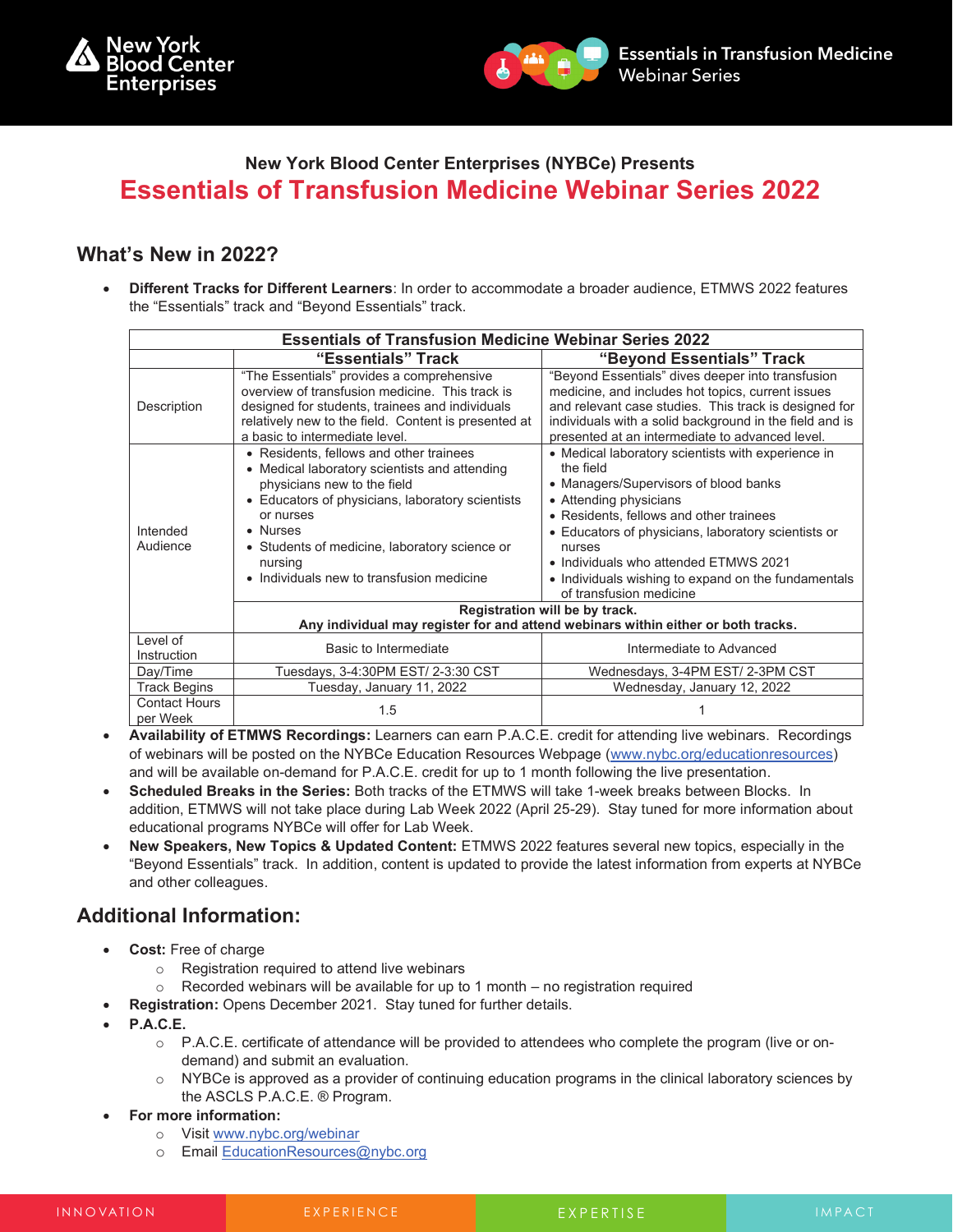### New York Blood Center Enterprises (NYBCe) Presents

# Essentials of Transfusion Medicine Webinar Series 2022

## What's New in 2022?

- **Different Tracks for Different Learners**: In order to accommodate a broader audience, ETMWS 2022 features the "Essentials" track and "Beyond Essentials" track.

| Essentials of Transfusion Medicine Webinar Series 2022 | | |
|---|---|---|
| | **"Essentials" Track** | **"Beyond Essentials" Track** |
| Description | "The Essentials" provides a comprehensive overview of transfusion medicine. This track is designed for students, trainees and individuals relatively new to the field. Content is presented at a basic to intermediate level. | "Beyond Essentials" dives deeper into transfusion medicine, and includes hot topics, current issues and relevant case studies. This track is designed for individuals with a solid background in the field and is presented at an intermediate to advanced level. |
| Intended Audience | • Residents, fellows and other trainees<br>• Medical laboratory scientists and attending physicians new to the field<br>• Educators of physicians, laboratory scientists or nurses<br>• Nurses<br>• Students of medicine, laboratory science or nursing<br>• Individuals new to transfusion medicine | • Medical laboratory scientists with experience in the field<br>• Managers/Supervisors of blood banks<br>• Attending physicians<br>• Residents, fellows and other trainees<br>• Educators of physicians, laboratory scientists or nurses<br>• Individuals who attended ETMWS 2021<br>• Individuals wishing to expand on the fundamentals of transfusion medicine |
| | **Registration will be by track.<br>Any individual may register for and attend webinars within either or both tracks.** | |
| Level of Instruction | Basic to Intermediate | Intermediate to Advanced |
| Day/Time | Tuesdays, 3-4:30PM EST/ 2-3:30 CST | Wednesdays, 3-4PM EST/ 2-3PM CST |
| Track Begins | Tuesday, January 11, 2022 | Wednesday, January 12, 2022 |
| Contact Hours per Week | 1.5 | 1 |

- **Availability of ETMWS Recordings:** Learners can earn P.A.C.E. credit for attending live webinars. Recordings of webinars will be posted on the NYBCe Education Resources Webpage (www.nybc.org/educationresources) and will be available on-demand for P.A.C.E. credit for up to 1 month following the live presentation.
- **Scheduled Breaks in the Series:** Both tracks of the ETMWS will take 1-week breaks between Blocks. In addition, ETMWS will not take place during Lab Week 2022 (April 25-29). Stay tuned for more information about educational programs NYBCe will offer for Lab Week.
- **New Speakers, New Topics & Updated Content:** ETMWS 2022 features several new topics, especially in the "Beyond Essentials" track. In addition, content is updated to provide the latest information from experts at NYBCe and other colleagues.

## Additional Information:

- **Cost:** Free of charge
  - Registration required to attend live webinars
  - Recorded webinars will be available for up to 1 month – no registration required
- **Registration:** Opens December 2021. Stay tuned for further details.
- **P.A.C.E.**
  - P.A.C.E. certificate of attendance will be provided to attendees who complete the program (live or on-demand) and submit an evaluation.
  - NYBCe is approved as a provider of continuing education programs in the clinical laboratory sciences by the ASCLS P.A.C.E. ® Program.
- **For more information:**
  - Visit www.nybc.org/webinar
  - Email EducationResources@nybc.org